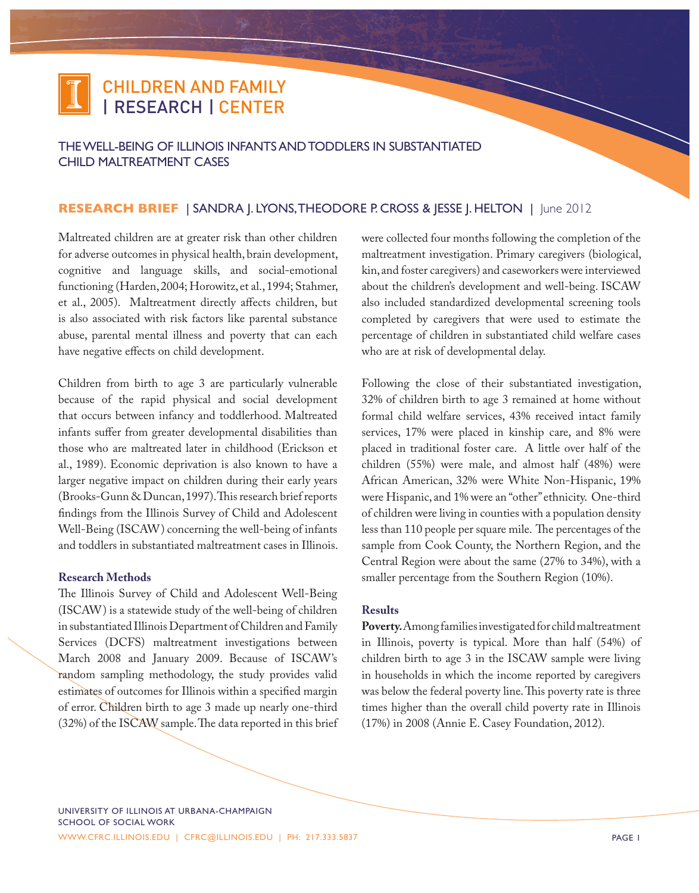CHILDREN AND FAMILY | RESEARCH | CENTER

# THE WELL-BEING OF ILLINOIS INFANTS AND TODDLERS IN SUBSTANTIATED CHILD MALTREATMENT CASES

**RESEARCH BRIEF** | SANDRA J. LYONS, THEODORE P. CROSS & JESSE J. HELTON | June 2012

Maltreated children are at greater risk than other children for adverse outcomes in physical health, brain development, cognitive and language skills, and social-emotional functioning (Harden, 2004; Horowitz, et al., 1994; Stahmer, et al., 2005). Maltreatment directly affects children, but is also associated with risk factors like parental substance abuse, parental mental illness and poverty that can each have negative effects on child development.

Children from birth to age 3 are particularly vulnerable because of the rapid physical and social development that occurs between infancy and toddlerhood. Maltreated infants suffer from greater developmental disabilities than those who are maltreated later in childhood (Erickson et al., 1989). Economic deprivation is also known to have a larger negative impact on children during their early years (Brooks-Gunn & Duncan, 1997). This research brief reports findings from the Illinois Survey of Child and Adolescent Well-Being (ISCAW) concerning the well-being of infants and toddlers in substantiated maltreatment cases in Illinois.

### Research Methods

The Illinois Survey of Child and Adolescent Well-Being (ISCAW) is a statewide study of the well-being of children in substantiated Illinois Department of Children and Family Services (DCFS) maltreatment investigations between March 2008 and January 2009. Because of ISCAW's random sampling methodology, the study provides valid estimates of outcomes for Illinois within a specified margin of error. Children birth to age 3 made up nearly one-third (32%) of the ISCAW sample. The data reported in this brief were collected four months following the completion of the maltreatment investigation. Primary caregivers (biological, kin, and foster caregivers) and caseworkers were interviewed about the children's development and well-being. ISCAW also included standardized developmental screening tools completed by caregivers that were used to estimate the percentage of children in substantiated child welfare cases who are at risk of developmental delay.

Following the close of their substantiated investigation, 32% of children birth to age 3 remained at home without formal child welfare services, 43% received intact family services, 17% were placed in kinship care, and 8% were placed in traditional foster care. A little over half of the children (55%) were male, and almost half (48%) were African American, 32% were White Non-Hispanic, 19% were Hispanic, and 1% were an "other" ethnicity. One-third of children were living in counties with a population density less than 110 people per square mile. The percentages of the sample from Cook County, the Northern Region, and the Central Region were about the same (27% to 34%), with a smaller percentage from the Southern Region (10%).

### Results

**Poverty.** Among families investigated for child maltreatment in Illinois, poverty is typical. More than half (54%) of children birth to age 3 in the ISCAW sample were living in households in which the income reported by caregivers was below the federal poverty line. This poverty rate is three times higher than the overall child poverty rate in Illinois (17%) in 2008 (Annie E. Casey Foundation, 2012).

UNIVERSITY OF ILLINOIS AT URBANA-CHAMPAIGN
SCHOOL OF SOCIAL WORK
WWW.CFRC.ILLINOIS.EDU | CFRC@ILLINOIS.EDU | PH: 217.333.5837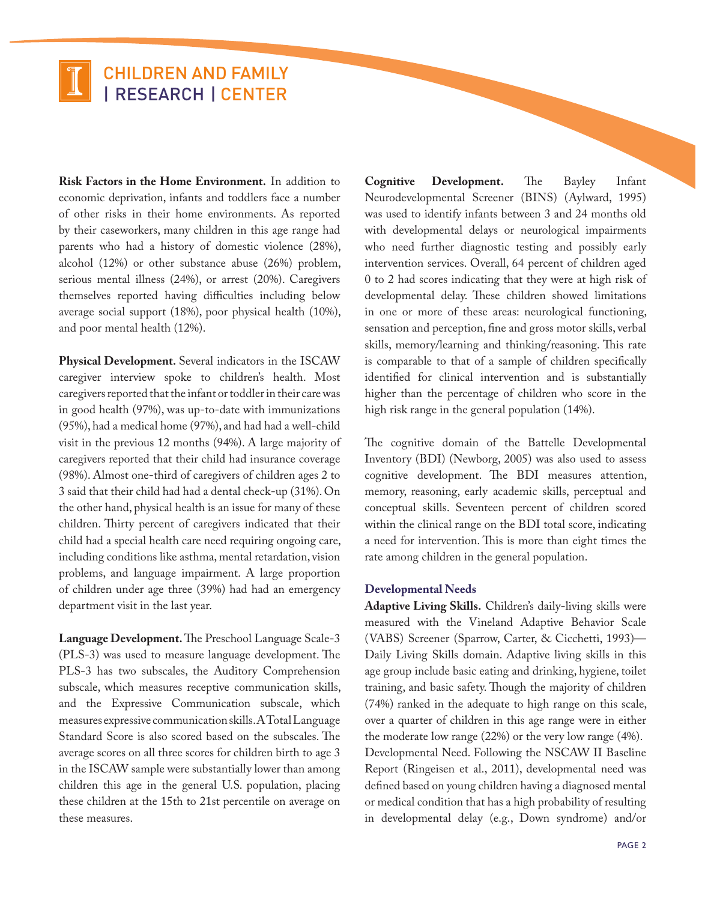**Risk Factors in the Home Environment.** In addition to economic deprivation, infants and toddlers face a number of other risks in their home environments. As reported by their caseworkers, many children in this age range had parents who had a history of domestic violence (28%), alcohol (12%) or other substance abuse (26%) problem, serious mental illness (24%), or arrest (20%). Caregivers themselves reported having difficulties including below average social support (18%), poor physical health (10%), and poor mental health (12%).

**Physical Development.** Several indicators in the ISCAW caregiver interview spoke to children's health. Most caregivers reported that the infant or toddler in their care was in good health (97%), was up-to-date with immunizations (95%), had a medical home (97%), and had had a well-child visit in the previous 12 months (94%). A large majority of caregivers reported that their child had insurance coverage (98%). Almost one-third of caregivers of children ages 2 to 3 said that their child had had a dental check-up (31%). On the other hand, physical health is an issue for many of these children. Thirty percent of caregivers indicated that their child had a special health care need requiring ongoing care, including conditions like asthma, mental retardation, vision problems, and language impairment. A large proportion of children under age three (39%) had had an emergency department visit in the last year.

**Language Development.** The Preschool Language Scale-3 (PLS-3) was used to measure language development. The PLS-3 has two subscales, the Auditory Comprehension subscale, which measures receptive communication skills, and the Expressive Communication subscale, which measures expressive communication skills. A Total Language Standard Score is also scored based on the subscales. The average scores on all three scores for children birth to age 3 in the ISCAW sample were substantially lower than among children this age in the general U.S. population, placing these children at the 15th to 21st percentile on average on these measures.

**Cognitive Development.** The Bayley Infant Neurodevelopmental Screener (BINS) (Aylward, 1995) was used to identify infants between 3 and 24 months old with developmental delays or neurological impairments who need further diagnostic testing and possibly early intervention services. Overall, 64 percent of children aged 0 to 2 had scores indicating that they were at high risk of developmental delay. These children showed limitations in one or more of these areas: neurological functioning, sensation and perception, fine and gross motor skills, verbal skills, memory/learning and thinking/reasoning. This rate is comparable to that of a sample of children specifically identified for clinical intervention and is substantially higher than the percentage of children who score in the high risk range in the general population (14%).

The cognitive domain of the Battelle Developmental Inventory (BDI) (Newborg, 2005) was also used to assess cognitive development. The BDI measures attention, memory, reasoning, early academic skills, perceptual and conceptual skills. Seventeen percent of children scored within the clinical range on the BDI total score, indicating a need for intervention. This is more than eight times the rate among children in the general population.

### Developmental Needs

**Adaptive Living Skills.** Children's daily-living skills were measured with the Vineland Adaptive Behavior Scale (VABS) Screener (Sparrow, Carter, & Cicchetti, 1993)—Daily Living Skills domain. Adaptive living skills in this age group include basic eating and drinking, hygiene, toilet training, and basic safety. Though the majority of children (74%) ranked in the adequate to high range on this scale, over a quarter of children in this age range were in either the moderate low range (22%) or the very low range (4%).
Developmental Need. Following the NSCAW II Baseline Report (Ringeisen et al., 2011), developmental need was defined based on young children having a diagnosed mental or medical condition that has a high probability of resulting in developmental delay (e.g., Down syndrome) and/or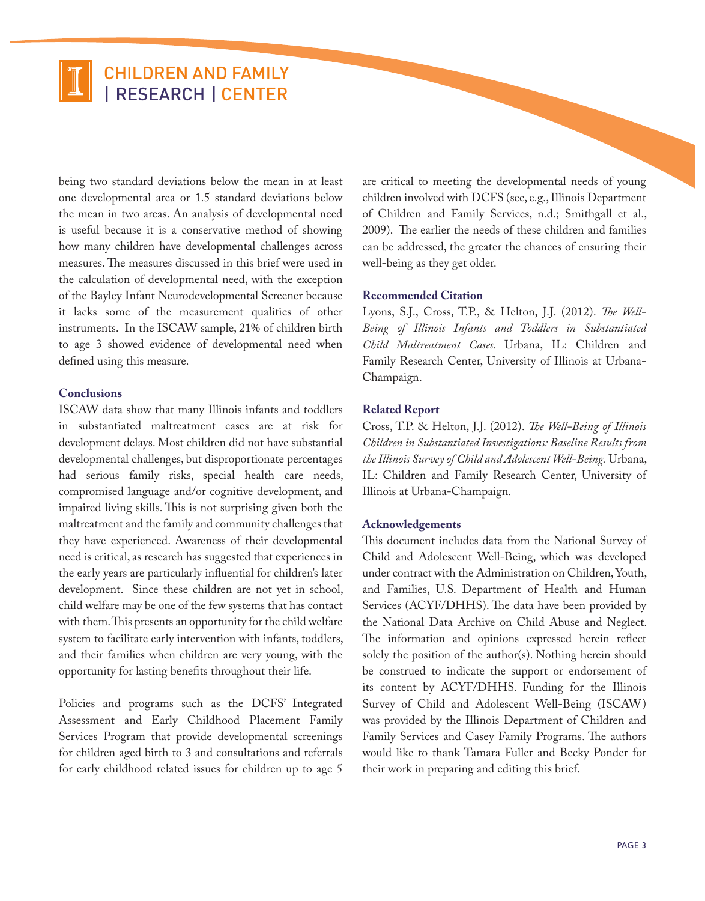being two standard deviations below the mean in at least one developmental area or 1.5 standard deviations below the mean in two areas. An analysis of developmental need is useful because it is a conservative method of showing how many children have developmental challenges across measures. The measures discussed in this brief were used in the calculation of developmental need, with the exception of the Bayley Infant Neurodevelopmental Screener because it lacks some of the measurement qualities of other instruments. In the ISCAW sample, 21% of children birth to age 3 showed evidence of developmental need when defined using this measure.

**Conclusions**

ISCAW data show that many Illinois infants and toddlers in substantiated maltreatment cases are at risk for development delays. Most children did not have substantial developmental challenges, but disproportionate percentages had serious family risks, special health care needs, compromised language and/or cognitive development, and impaired living skills. This is not surprising given both the maltreatment and the family and community challenges that they have experienced. Awareness of their developmental need is critical, as research has suggested that experiences in the early years are particularly influential for children's later development. Since these children are not yet in school, child welfare may be one of the few systems that has contact with them. This presents an opportunity for the child welfare system to facilitate early intervention with infants, toddlers, and their families when children are very young, with the opportunity for lasting benefits throughout their life.

Policies and programs such as the DCFS' Integrated Assessment and Early Childhood Placement Family Services Program that provide developmental screenings for children aged birth to 3 and consultations and referrals for early childhood related issues for children up to age 5 are critical to meeting the developmental needs of young children involved with DCFS (see, e.g., Illinois Department of Children and Family Services, n.d.; Smithgall et al., 2009). The earlier the needs of these children and families can be addressed, the greater the chances of ensuring their well-being as they get older.

**Recommended Citation**

Lyons, S.J., Cross, T.P., & Helton, J.J. (2012). *The Well-Being of Illinois Infants and Toddlers in Substantiated Child Maltreatment Cases.* Urbana, IL: Children and Family Research Center, University of Illinois at Urbana-Champaign.

**Related Report**

Cross, T.P. & Helton, J.J. (2012). *The Well-Being of Illinois Children in Substantiated Investigations: Baseline Results from the Illinois Survey of Child and Adolescent Well-Being.* Urbana, IL: Children and Family Research Center, University of Illinois at Urbana-Champaign.

**Acknowledgements**

This document includes data from the National Survey of Child and Adolescent Well-Being, which was developed under contract with the Administration on Children, Youth, and Families, U.S. Department of Health and Human Services (ACYF/DHHS). The data have been provided by the National Data Archive on Child Abuse and Neglect. The information and opinions expressed herein reflect solely the position of the author(s). Nothing herein should be construed to indicate the support or endorsement of its content by ACYF/DHHS. Funding for the Illinois Survey of Child and Adolescent Well-Being (ISCAW) was provided by the Illinois Department of Children and Family Services and Casey Family Programs. The authors would like to thank Tamara Fuller and Becky Ponder for their work in preparing and editing this brief.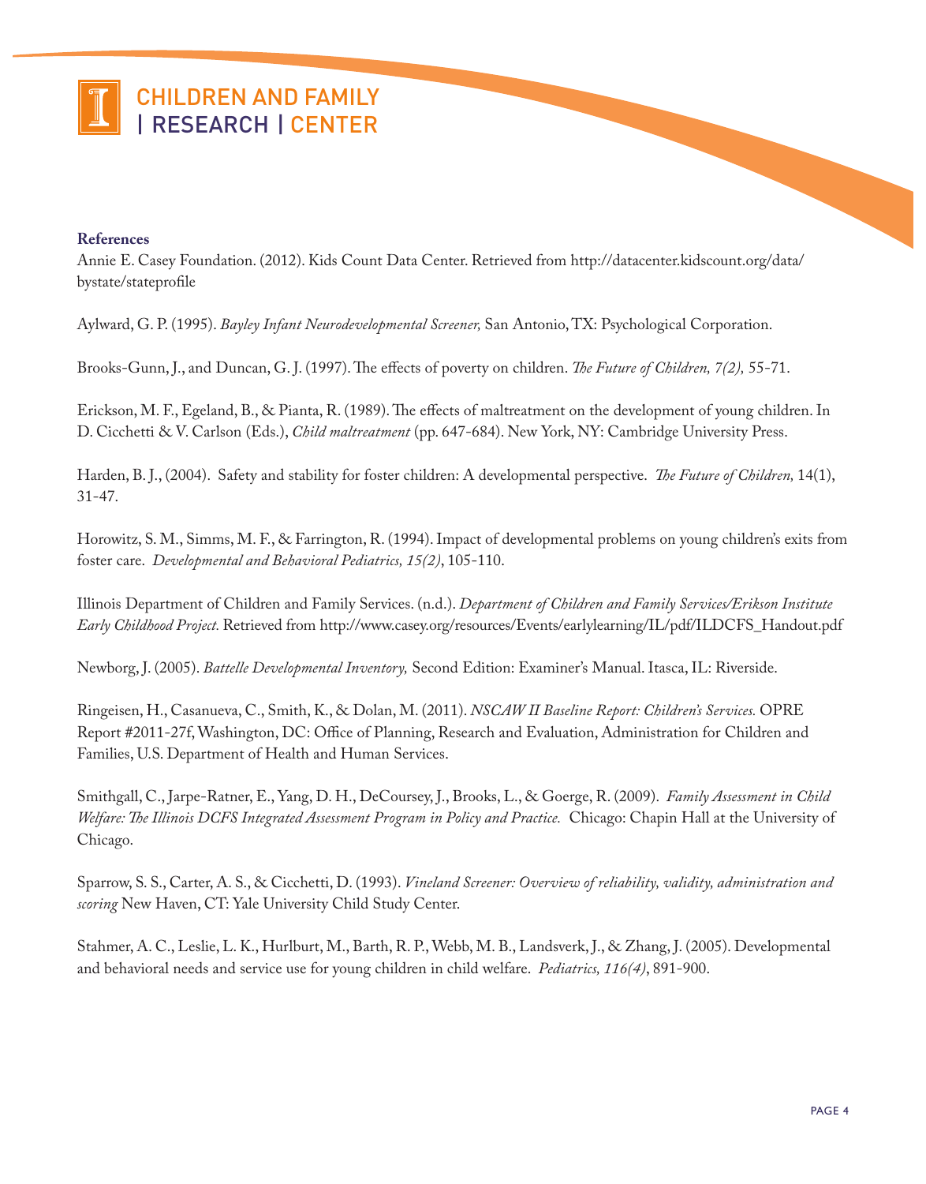**References**

Annie E. Casey Foundation. (2012). Kids Count Data Center. Retrieved from http://datacenter.kidscount.org/data/bystate/stateprofile

Aylward, G. P. (1995). *Bayley Infant Neurodevelopmental Screener,* San Antonio, TX: Psychological Corporation.

Brooks-Gunn, J., and Duncan, G. J. (1997). The effects of poverty on children. *The Future of Children, 7(2),* 55-71.

Erickson, M. F., Egeland, B., & Pianta, R. (1989). The effects of maltreatment on the development of young children. In D. Cicchetti & V. Carlson (Eds.), *Child maltreatment* (pp. 647-684). New York, NY: Cambridge University Press.

Harden, B. J., (2004). Safety and stability for foster children: A developmental perspective. *The Future of Children,* 14(1), 31-47.

Horowitz, S. M., Simms, M. F., & Farrington, R. (1994). Impact of developmental problems on young children's exits from foster care. *Developmental and Behavioral Pediatrics, 15(2)*, 105-110.

Illinois Department of Children and Family Services. (n.d.). *Department of Children and Family Services/Erikson Institute Early Childhood Project.* Retrieved from http://www.casey.org/resources/Events/earlylearning/IL/pdf/ILDCFS_Handout.pdf

Newborg, J. (2005). *Battelle Developmental Inventory,* Second Edition: Examiner's Manual. Itasca, IL: Riverside.

Ringeisen, H., Casanueva, C., Smith, K., & Dolan, M. (2011). *NSCAW II Baseline Report: Children's Services.* OPRE Report #2011-27f, Washington, DC: Office of Planning, Research and Evaluation, Administration for Children and Families, U.S. Department of Health and Human Services.

Smithgall, C., Jarpe-Ratner, E., Yang, D. H., DeCoursey, J., Brooks, L., & Goerge, R. (2009). *Family Assessment in Child Welfare: The Illinois DCFS Integrated Assessment Program in Policy and Practice.* Chicago: Chapin Hall at the University of Chicago.

Sparrow, S. S., Carter, A. S., & Cicchetti, D. (1993). *Vineland Screener: Overview of reliability, validity, administration and scoring* New Haven, CT: Yale University Child Study Center.

Stahmer, A. C., Leslie, L. K., Hurlburt, M., Barth, R. P., Webb, M. B., Landsverk, J., & Zhang, J. (2005). Developmental and behavioral needs and service use for young children in child welfare. *Pediatrics, 116(4)*, 891-900.